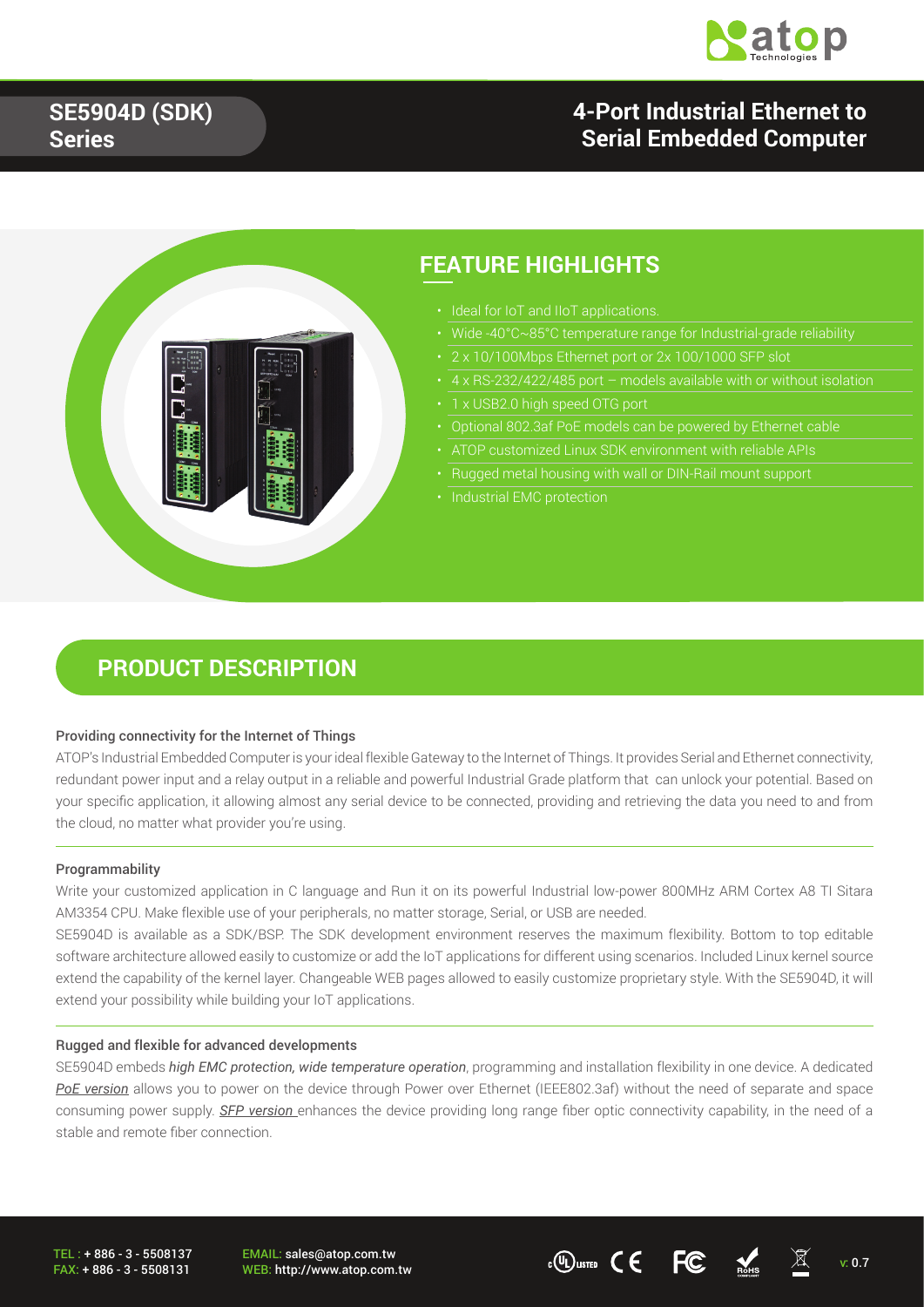# SE5904D (SDK) Series

## 4-Port Industrial Ethernet to Serial Embedded Computer

## FEATURE HIGHLIGHTS

- Ideal for IoT and IIoT applications.
- Wide -40°C~85°C temperature range for Industrial-grade reliability
- 2 x 10/100Mbps Ethernet port or 2x 100/1000 SFP slot
- 4 x RS-232/422/485 port – models available with or without isolation
- 1 x USB2.0 high speed OTG port
- Optional 802.3af PoE models can be powered by Ethernet cable
- ATOP customized Linux SDK environment with reliable APIs
- Rugged metal housing with wall or DIN-Rail mount support
- Industrial EMC protection

## PRODUCT DESCRIPTION

#### Providing connectivity for the Internet of Things

ATOP's Industrial Embedded Computer is your ideal flexible Gateway to the Internet of Things. It provides Serial and Ethernet connectivity, redundant power input and a relay output in a reliable and powerful Industrial Grade platform that can unlock your potential. Based on your specific application, it allowing almost any serial device to be connected, providing and retrieving the data you need to and from the cloud, no matter what provider you're using.

#### Programmability

Write your customized application in C language and Run it on its powerful Industrial low-power 800MHz ARM Cortex A8 TI Sitara AM3354 CPU. Make flexible use of your peripherals, no matter storage, Serial, or USB are needed.

SE5904D is available as a SDK/BSP. The SDK development environment reserves the maximum flexibility. Bottom to top editable software architecture allowed easily to customize or add the IoT applications for different using scenarios. Included Linux kernel source extend the capability of the kernel layer. Changeable WEB pages allowed to easily customize proprietary style. With the SE5904D, it will extend your possibility while building your IoT applications.

#### Rugged and flexible for advanced developments

SE5904D embeds *high EMC protection, wide temperature operation*, programming and installation flexibility in one device. A dedicated *PoE version* allows you to power on the device through Power over Ethernet (IEEE802.3af) without the need of separate and space consuming power supply. *SFP version* enhances the device providing long range fiber optic connectivity capability, in the need of a stable and remote fiber connection.

TEL : + 886 - 3 - 5508137
FAX: + 886 - 3 - 5508131

EMAIL: sales@atop.com.tw
WEB: http://www.atop.com.tw

v: 0.7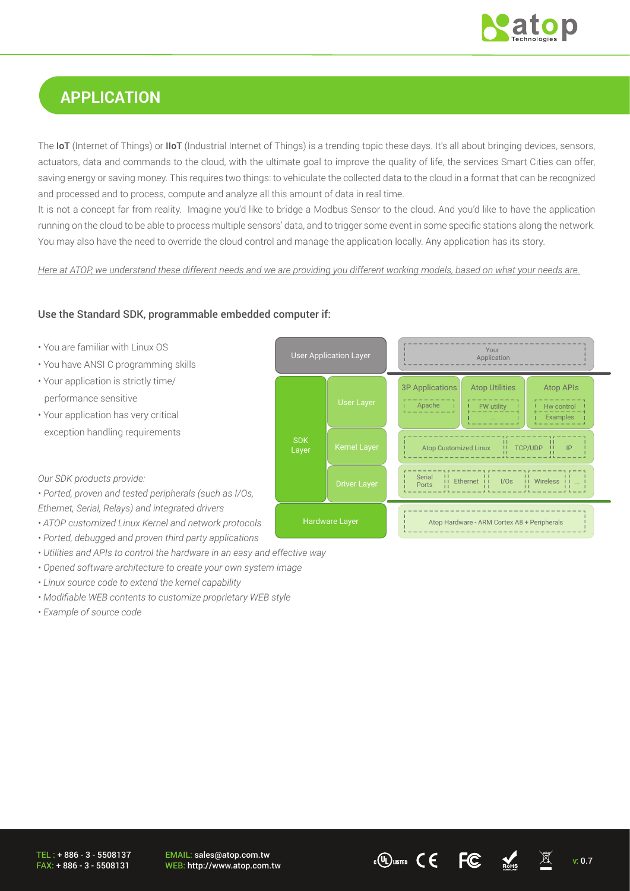## APPLICATION

The **IoT** (Internet of Things) or **IIoT** (Industrial Internet of Things) is a trending topic these days. It's all about bringing devices, sensors, actuators, data and commands to the cloud, with the ultimate goal to improve the quality of life, the services Smart Cities can offer, saving energy or saving money. This requires two things: to vehiculate the collected data to the cloud in a format that can be recognized and processed and to process, compute and analyze all this amount of data in real time.

It is not a concept far from reality. Imagine you'd like to bridge a Modbus Sensor to the cloud. And you'd like to have the application running on the cloud to be able to process multiple sensors' data, and to trigger some event in some specific stations along the network. You may also have the need to override the cloud control and manage the application locally. Any application has its story.

*Here at ATOP, we understand these different needs and we are providing you different working models, based on what your needs are.*

### Use the Standard SDK, programmable embedded computer if:

- You are familiar with Linux OS
- You have ANSI C programming skills
- Your application is strictly time/ performance sensitive
- Your application has very critical exception handling requirements

| Layer | | Components |
|---|---|---|
| User Application Layer | | Your Application |
| SDK Layer | User Layer | 3P Applications (Apache); Atop Utilities (FW utility, ...); Atop APIs (Hw control, Examples) |
| | Kernel Layer | Atop Customized Linux; TCP/UDP; IP |
| | Driver Layer | Serial Ports; Ethernet; I/Os; Wireless; ... |
| Hardware Layer | | Atop Hardware - ARM Cortex A8 + Peripherals |

*Our SDK products provide:*

- *Ported, proven and tested peripherals (such as I/Os, Ethernet, Serial, Relays) and integrated drivers*
- *ATOP customized Linux Kernel and network protocols*
- *Ported, debugged and proven third party applications*
- *Utilities and APIs to control the hardware in an easy and effective way*
- *Opened software architecture to create your own system image*
- *Linux source code to extend the kernel capability*
- *Modifiable WEB contents to customize proprietary WEB style*
- *Example of source code*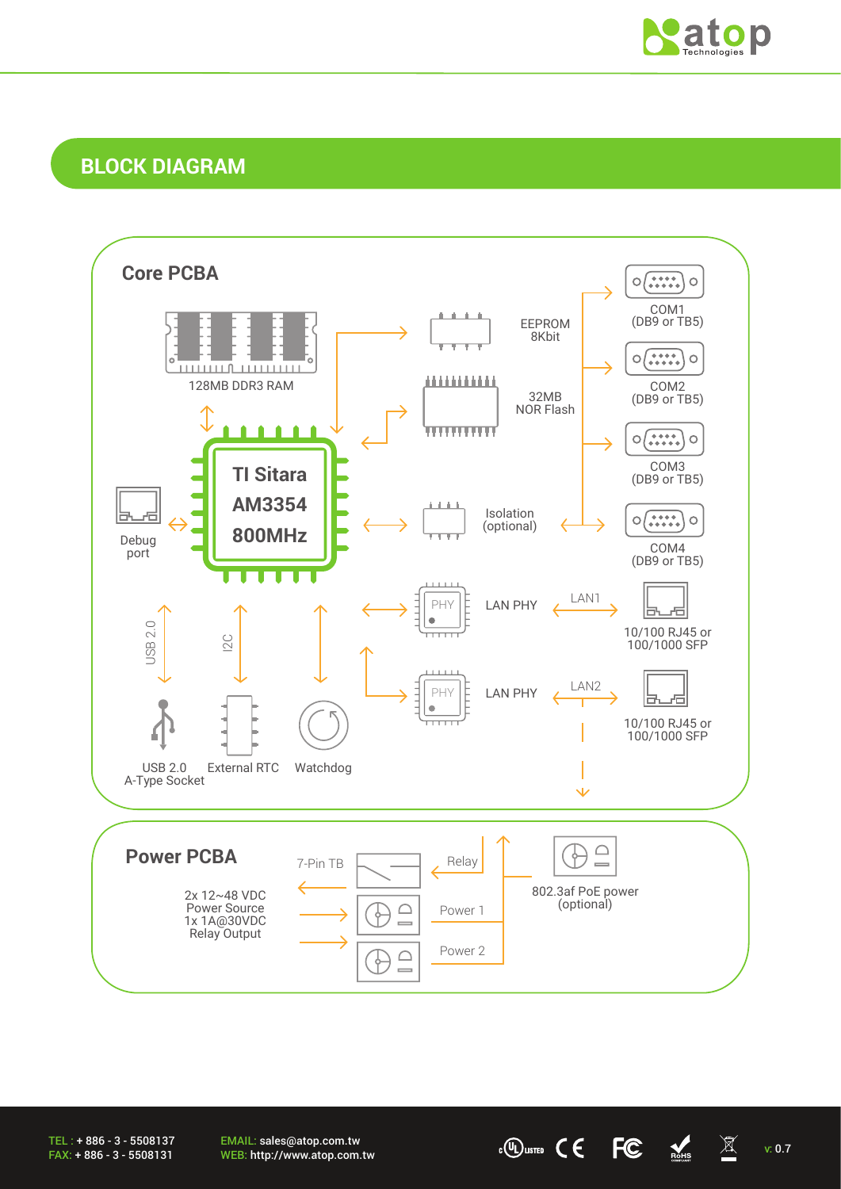## BLOCK DIAGRAM

### Core PCBA

128MB DDR3 RAM

TI Sitara AM3354 800MHz

EEPROM 8Kbit

32MB NOR Flash

Isolation (optional)

COM1 (DB9 or TB5)

COM2 (DB9 or TB5)

COM3 (DB9 or TB5)

COM4 (DB9 or TB5)

Debug port

PHY — LAN PHY — LAN1 — 10/100 RJ45 or 100/1000 SFP

PHY — LAN PHY — LAN2 — 10/100 RJ45 or 100/1000 SFP

USB 2.0 — USB 2.0 A-Type Socket

I2C — External RTC

Watchdog

### Power PCBA

2x 12~48 VDC Power Source
1x 1A@30VDC Relay Output

7-Pin TB

Relay

Power 1

Power 2

802.3af PoE power (optional)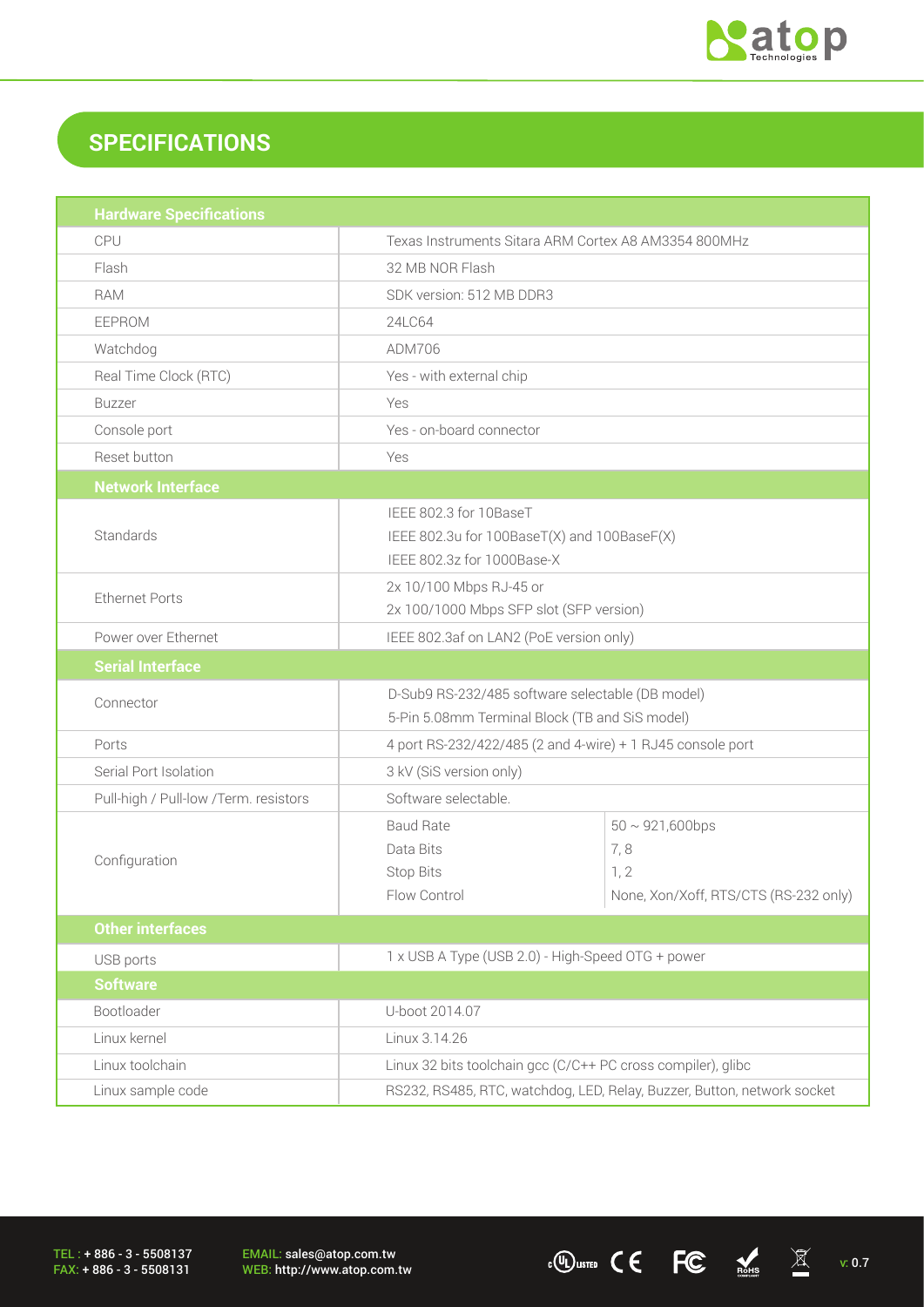## SPECIFICATIONS

| Hardware Specifications | | |
|---|---|---|
| CPU | Texas Instruments Sitara ARM Cortex A8 AM3354 800MHz | |
| Flash | 32 MB NOR Flash | |
| RAM | SDK version: 512 MB DDR3 | |
| EEPROM | 24LC64 | |
| Watchdog | ADM706 | |
| Real Time Clock (RTC) | Yes - with external chip | |
| Buzzer | Yes | |
| Console port | Yes - on-board connector | |
| Reset button | Yes | |
| **Network Interface** | | |
| Standards | IEEE 802.3 for 10BaseT<br>IEEE 802.3u for 100BaseT(X) and 100BaseF(X)<br>IEEE 802.3z for 1000Base-X | |
| Ethernet Ports | 2x 10/100 Mbps RJ-45 or<br>2x 100/1000 Mbps SFP slot (SFP version) | |
| Power over Ethernet | IEEE 802.3af on LAN2 (PoE version only) | |
| **Serial Interface** | | |
| Connector | D-Sub9 RS-232/485 software selectable (DB model)<br>5-Pin 5.08mm Terminal Block (TB and SiS model) | |
| Ports | 4 port RS-232/422/485 (2 and 4-wire) + 1 RJ45 console port | |
| Serial Port Isolation | 3 kV (SiS version only) | |
| Pull-high / Pull-low /Term. resistors | Software selectable. | |
| Configuration | Baud Rate<br>Data Bits<br>Stop Bits<br>Flow Control | 50 ~ 921,600bps<br>7, 8<br>1, 2<br>None, Xon/Xoff, RTS/CTS (RS-232 only) |
| **Other interfaces** | | |
| USB ports | 1 x USB A Type (USB 2.0) - High-Speed OTG + power | |
| **Software** | | |
| Bootloader | U-boot 2014.07 | |
| Linux kernel | Linux 3.14.26 | |
| Linux toolchain | Linux 32 bits toolchain gcc (C/C++ PC cross compiler), glibc | |
| Linux sample code | RS232, RS485, RTC, watchdog, LED, Relay, Buzzer, Button, network socket | |

TEL : + 886 - 3 - 5508137
FAX: + 886 - 3 - 5508131

EMAIL: sales@atop.com.tw
WEB: http://www.atop.com.tw

v: 0.7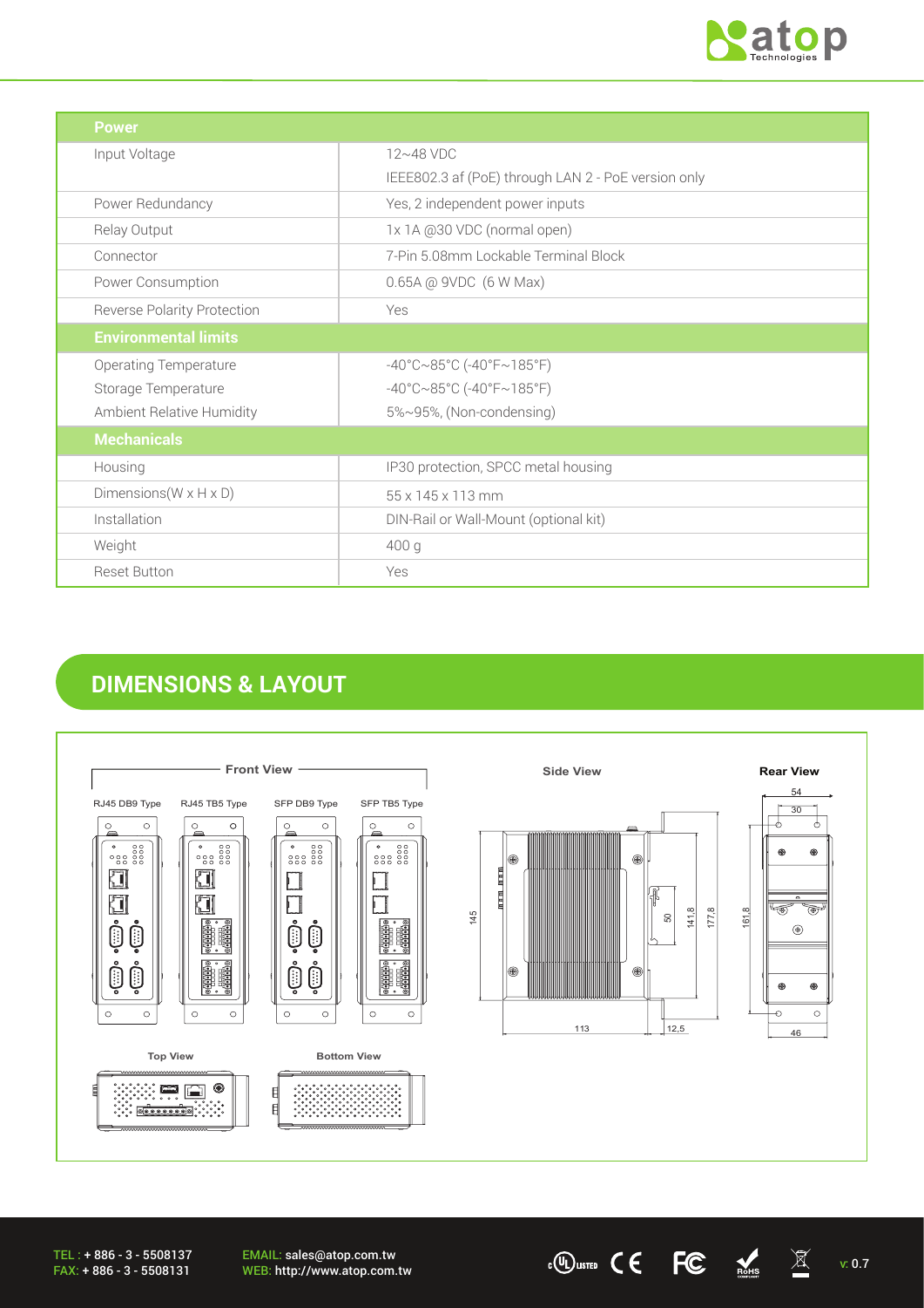| Power | |
|---|---|
| Input Voltage | 12~48 VDC<br>IEEE802.3 af (PoE) through LAN 2 - PoE version only |
| Power Redundancy | Yes, 2 independent power inputs |
| Relay Output | 1x 1A @30 VDC (normal open) |
| Connector | 7-Pin 5.08mm Lockable Terminal Block |
| Power Consumption | 0.65A @ 9VDC (6 W Max) |
| Reverse Polarity Protection | Yes |
| **Environmental limits** | |
| Operating Temperature<br>Storage Temperature<br>Ambient Relative Humidity | -40°C~85°C (-40°F~185°F)<br>-40°C~85°C (-40°F~185°F)<br>5%~95%, (Non-condensing) |
| **Mechanicals** | |
| Housing | IP30 protection, SPCC metal housing |
| Dimensions(W x H x D) | 55 x 145 x 113 mm |
| Installation | DIN-Rail or Wall-Mount (optional kit) |
| Weight | 400 g |
| Reset Button | Yes |

## DIMENSIONS & LAYOUT

Front View: RJ45 DB9 Type, RJ45 TB5 Type, SFP DB9 Type, SFP TB5 Type

Side View: 145, 113, 12,5, 50, 141,8, 177,8

Rear View: 54, 30, 161,8, 46

Top View

Bottom View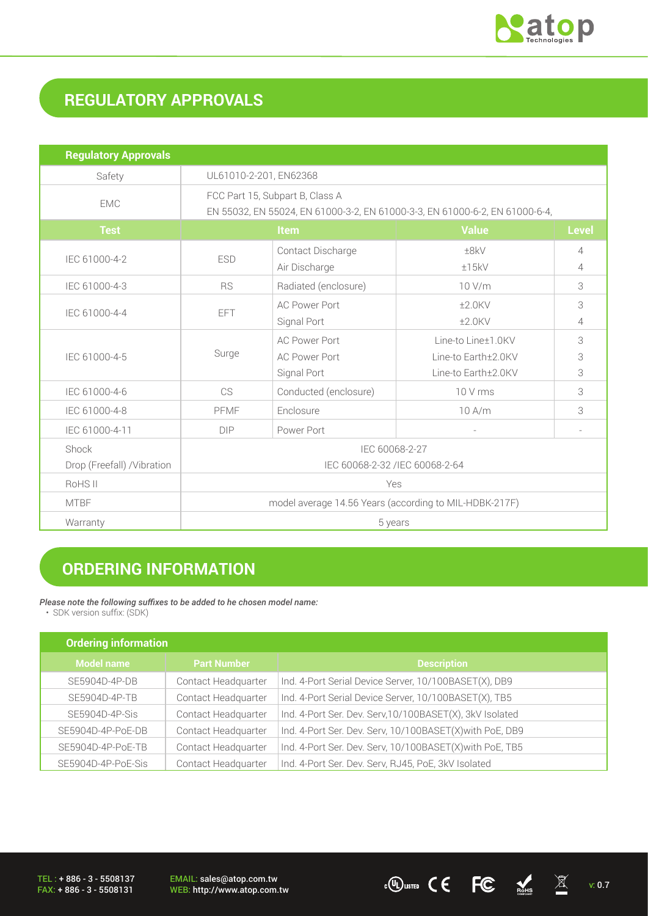## REGULATORY APPROVALS

| Regulatory Approvals | | | | |
|---|---|---|---|---|
| Safety | UL61010-2-201, EN62368 | | | |
| EMC | FCC Part 15, Subpart B, Class A<br>EN 55032, EN 55024, EN 61000-3-2, EN 61000-3-3, EN 61000-6-2, EN 61000-6-4, | | | |
| **Test** | **Item** | | **Value** | **Level** |
| IEC 61000-4-2 | ESD | Contact Discharge<br>Air Discharge | ±8kV<br>±15kV | 4<br>4 |
| IEC 61000-4-3 | RS | Radiated (enclosure) | 10 V/m | 3 |
| IEC 61000-4-4 | EFT | AC Power Port<br>Signal Port | ±2.0KV<br>±2.0KV | 3<br>4 |
| IEC 61000-4-5 | Surge | AC Power Port<br>AC Power Port<br>Signal Port | Line-to Line±1.0KV<br>Line-to Earth±2.0KV<br>Line-to Earth±2.0KV | 3<br>3<br>3 |
| IEC 61000-4-6 | CS | Conducted (enclosure) | 10 V rms | 3 |
| IEC 61000-4-8 | PFMF | Enclosure | 10 A/m | 3 |
| IEC 61000-4-11 | DIP | Power Port | - | - |
| Shock<br>Drop (Freefall) /Vibration | IEC 60068-2-27<br>IEC 60068-2-32 /IEC 60068-2-64 | | | |
| RoHS II | Yes | | | |
| MTBF | model average 14.56 Years (according to MIL-HDBK-217F) | | | |
| Warranty | 5 years | | | |

## ORDERING INFORMATION

***Please note the following suffixes to be added to he chosen model name:***

- SDK version suffix: (SDK)

| Ordering information | | |
|---|---|---|
| **Model name** | **Part Number** | **Description** |
| SE5904D-4P-DB | Contact Headquarter | Ind. 4-Port Serial Device Server, 10/100BASET(X), DB9 |
| SE5904D-4P-TB | Contact Headquarter | Ind. 4-Port Serial Device Server, 10/100BASET(X), TB5 |
| SE5904D-4P-Sis | Contact Headquarter | Ind. 4-Port Ser. Dev. Serv,10/100BASET(X), 3kV Isolated |
| SE5904D-4P-PoE-DB | Contact Headquarter | Ind. 4-Port Ser. Dev. Serv, 10/100BASET(X)with PoE, DB9 |
| SE5904D-4P-PoE-TB | Contact Headquarter | Ind. 4-Port Ser. Dev. Serv, 10/100BASET(X)with PoE, TB5 |
| SE5904D-4P-PoE-Sis | Contact Headquarter | Ind. 4-Port Ser. Dev. Serv, RJ45, PoE, 3kV Isolated |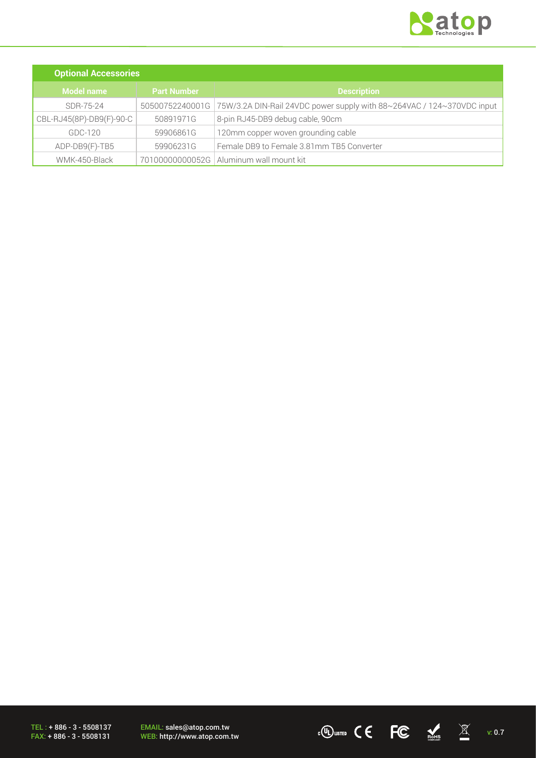## Optional Accessories

| Model name | Part Number | Description |
|---|---|---|
| SDR-75-24 | 50500752240001G | 75W/3.2A DIN-Rail 24VDC power supply with 88~264VAC / 124~370VDC input |
| CBL-RJ45(8P)-DB9(F)-90-C | 50891971G | 8-pin RJ45-DB9 debug cable, 90cm |
| GDC-120 | 59906861G | 120mm copper woven grounding cable |
| ADP-DB9(F)-TB5 | 59906231G | Female DB9 to Female 3.81mm TB5 Converter |
| WMK-450-Black | 70100000000052G | Aluminum wall mount kit |